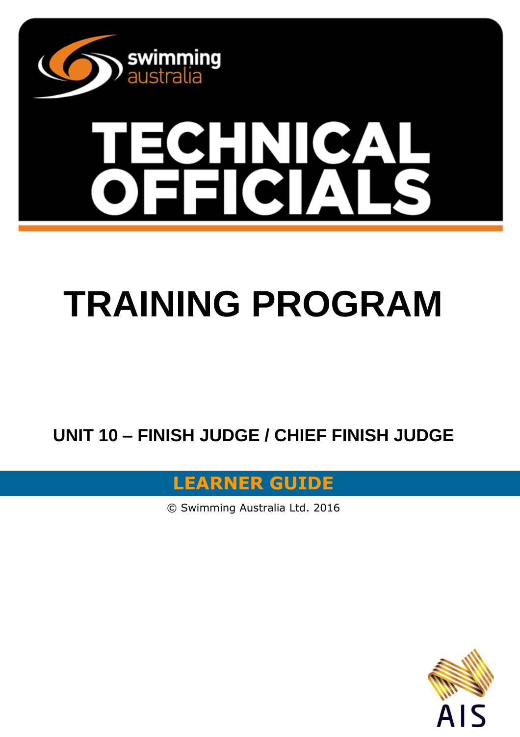swimming australia

# TECHNICAL OFFICIALS

# TRAINING PROGRAM

## UNIT 10 – FINISH JUDGE / CHIEF FINISH JUDGE

**LEARNER GUIDE**

© Swimming Australia Ltd. 2016

AIS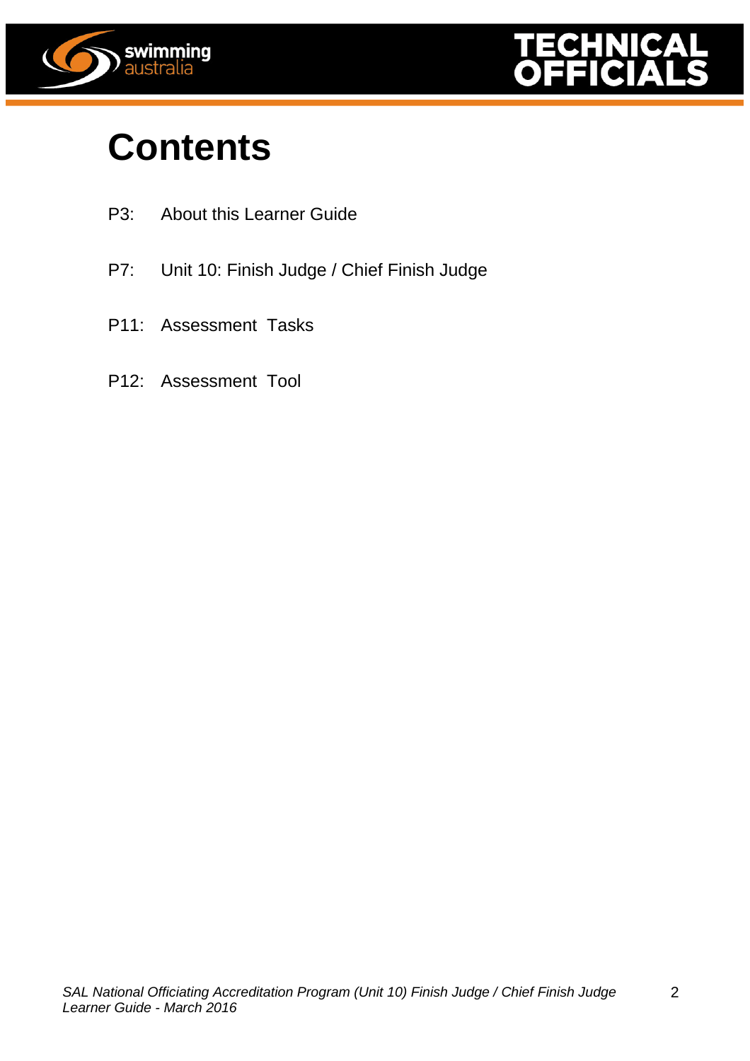# Contents

P3: About this Learner Guide

P7: Unit 10: Finish Judge / Chief Finish Judge

P11: Assessment Tasks

P12: Assessment Tool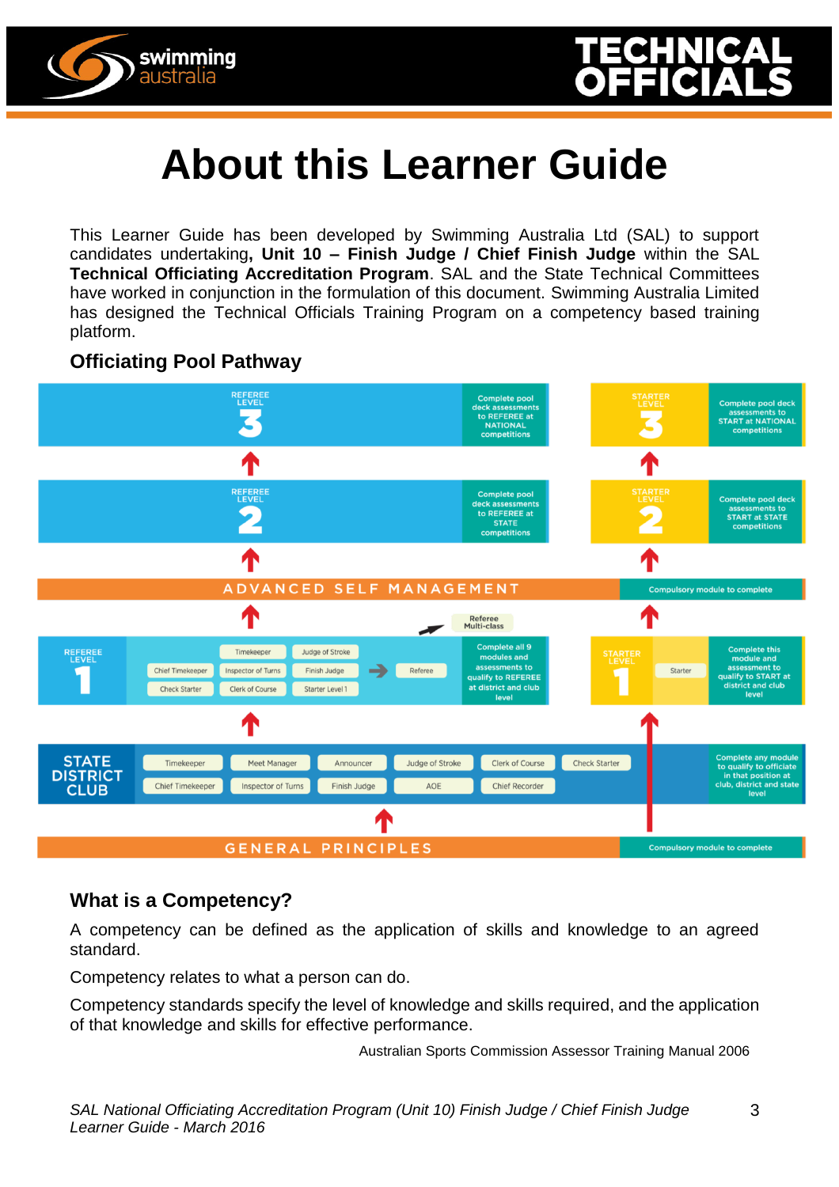# About this Learner Guide

This Learner Guide has been developed by Swimming Australia Ltd (SAL) to support candidates undertaking**, Unit 10 – Finish Judge / Chief Finish Judge** within the SAL **Technical Officiating Accreditation Program**. SAL and the State Technical Committees have worked in conjunction in the formulation of this document. Swimming Australia Limited has designed the Technical Officials Training Program on a competency based training platform.

### Officiating Pool Pathway

REFEREE LEVEL 3 – Complete pool deck assessments to REFEREE at NATIONAL competitions

STARTER LEVEL 3 – Complete pool deck assessments to START at NATIONAL competitions

REFEREE LEVEL 2 – Complete pool deck assessments to REFEREE at STATE competitions

STARTER LEVEL 2 – Complete pool deck assessments to START at STATE competitions

ADVANCED SELF MANAGEMENT – Compulsory module to complete

Referee Multi-class

REFEREE LEVEL 1 – Chief Timekeeper, Timekeeper, Judge of Stroke, Inspector of Turns, Finish Judge, Check Starter, Clerk of Course, Starter Level 1 → Referee – Complete all 9 modules and assessments to qualify to REFEREE at district and club level

STARTER LEVEL 1 – Starter – Complete this module and assessment to qualify to START at district and club level

STATE DISTRICT CLUB – Timekeeper, Chief Timekeeper, Meet Manager, Inspector of Turns, Announcer, Finish Judge, Judge of Stroke, AOE, Clerk of Course, Chief Recorder, Check Starter – Complete any module to qualify to officiate in that position at club, district and state level

GENERAL PRINCIPLES – Compulsory module to complete

### What is a Competency?

A competency can be defined as the application of skills and knowledge to an agreed standard.

Competency relates to what a person can do.

Competency standards specify the level of knowledge and skills required, and the application of that knowledge and skills for effective performance.

Australian Sports Commission Assessor Training Manual 2006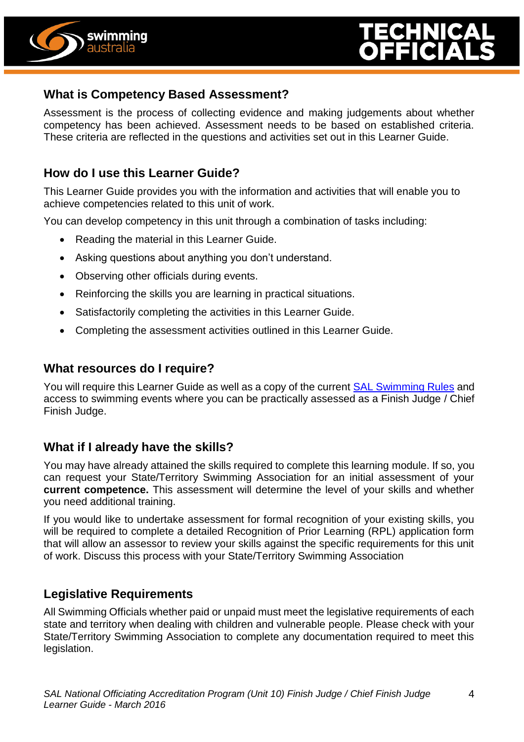## What is Competency Based Assessment?

Assessment is the process of collecting evidence and making judgements about whether competency has been achieved. Assessment needs to be based on established criteria. These criteria are reflected in the questions and activities set out in this Learner Guide.

## How do I use this Learner Guide?

This Learner Guide provides you with the information and activities that will enable you to achieve competencies related to this unit of work.

You can develop competency in this unit through a combination of tasks including:

- Reading the material in this Learner Guide.
- Asking questions about anything you don't understand.
- Observing other officials during events.
- Reinforcing the skills you are learning in practical situations.
- Satisfactorily completing the activities in this Learner Guide.
- Completing the assessment activities outlined in this Learner Guide.

## What resources do I require?

You will require this Learner Guide as well as a copy of the current SAL Swimming Rules and access to swimming events where you can be practically assessed as a Finish Judge / Chief Finish Judge.

## What if I already have the skills?

You may have already attained the skills required to complete this learning module. If so, you can request your State/Territory Swimming Association for an initial assessment of your **current competence.** This assessment will determine the level of your skills and whether you need additional training.

If you would like to undertake assessment for formal recognition of your existing skills, you will be required to complete a detailed Recognition of Prior Learning (RPL) application form that will allow an assessor to review your skills against the specific requirements for this unit of work. Discuss this process with your State/Territory Swimming Association

## Legislative Requirements

All Swimming Officials whether paid or unpaid must meet the legislative requirements of each state and territory when dealing with children and vulnerable people. Please check with your State/Territory Swimming Association to complete any documentation required to meet this legislation.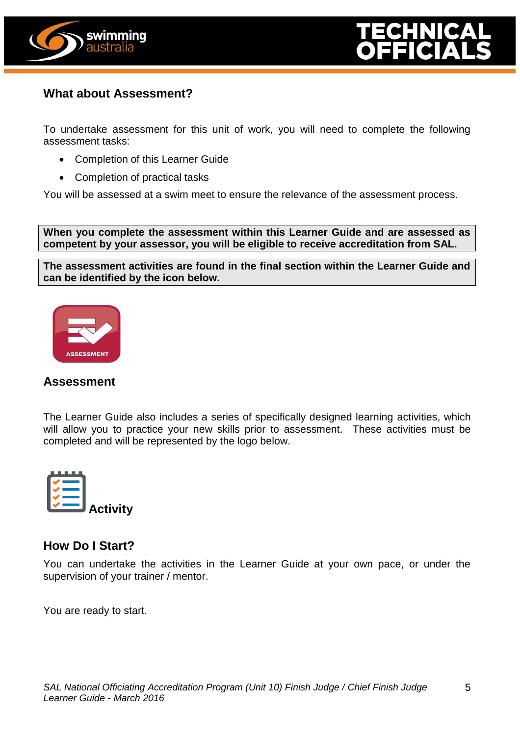## What about Assessment?

To undertake assessment for this unit of work, you will need to complete the following assessment tasks:

- Completion of this Learner Guide
- Completion of practical tasks

You will be assessed at a swim meet to ensure the relevance of the assessment process.

**When you complete the assessment within this Learner Guide and are assessed as competent by your assessor, you will be eligible to receive accreditation from SAL.**

**The assessment activities are found in the final section within the Learner Guide and can be identified by the icon below.**

ASSESSMENT

### Assessment

The Learner Guide also includes a series of specifically designed learning activities, which will allow you to practice your new skills prior to assessment. These activities must be completed and will be represented by the logo below.

**Activity**

## How Do I Start?

You can undertake the activities in the Learner Guide at your own pace, or under the supervision of your trainer / mentor.

You are ready to start.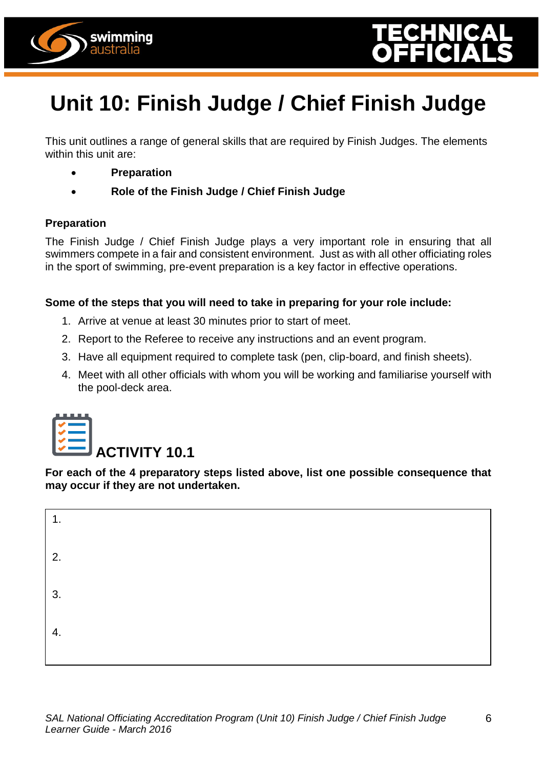# Unit 10: Finish Judge / Chief Finish Judge

This unit outlines a range of general skills that are required by Finish Judges. The elements within this unit are:

- **Preparation**
- **Role of the Finish Judge / Chief Finish Judge**

### Preparation

The Finish Judge / Chief Finish Judge plays a very important role in ensuring that all swimmers compete in a fair and consistent environment. Just as with all other officiating roles in the sport of swimming, pre-event preparation is a key factor in effective operations.

**Some of the steps that you will need to take in preparing for your role include:**

1. Arrive at venue at least 30 minutes prior to start of meet.
2. Report to the Referee to receive any instructions and an event program.
3. Have all equipment required to complete task (pen, clip-board, and finish sheets).
4. Meet with all other officials with whom you will be working and familiarise yourself with the pool-deck area.

## ACTIVITY 10.1

**For each of the 4 preparatory steps listed above, list one possible consequence that may occur if they are not undertaken.**

| |
|---|
| 1. |
| 2. |
| 3. |
| 4. |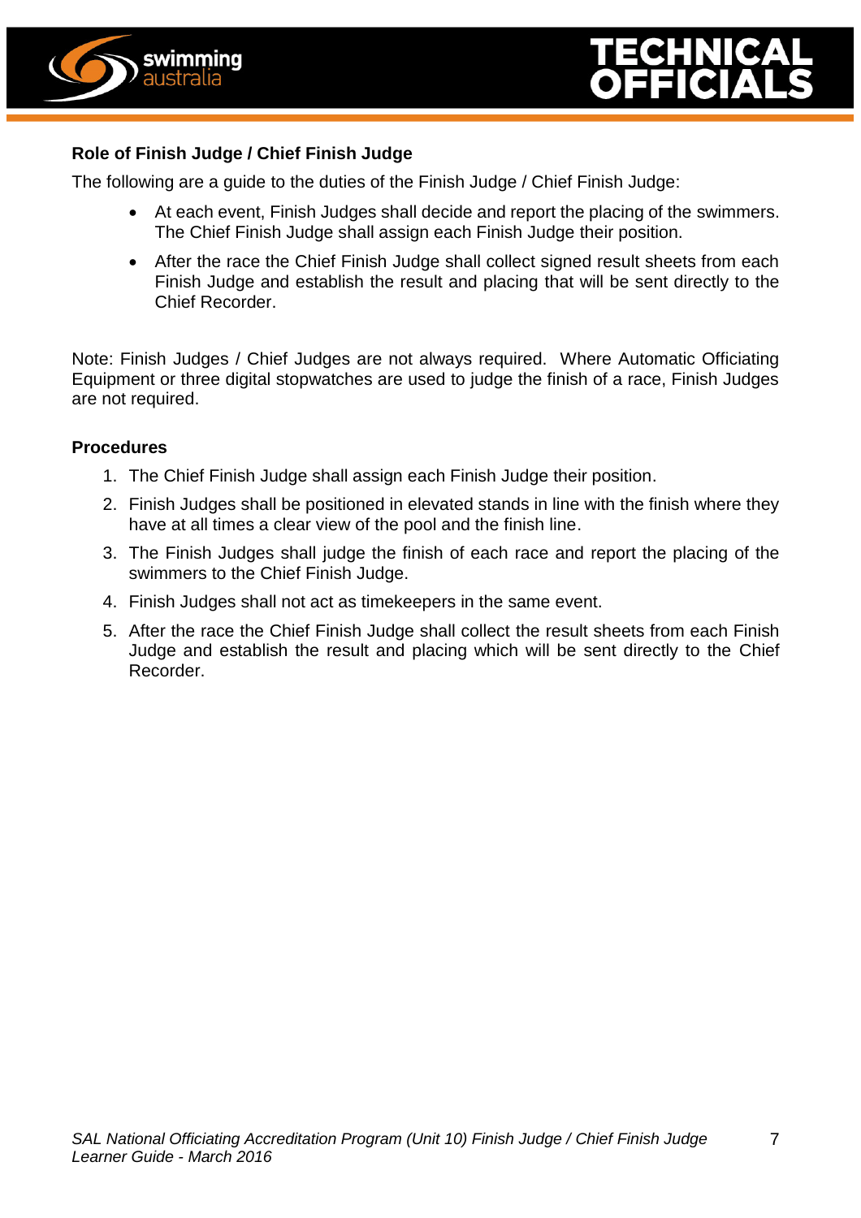### Role of Finish Judge / Chief Finish Judge

The following are a guide to the duties of the Finish Judge / Chief Finish Judge:

- At each event, Finish Judges shall decide and report the placing of the swimmers. The Chief Finish Judge shall assign each Finish Judge their position.
- After the race the Chief Finish Judge shall collect signed result sheets from each Finish Judge and establish the result and placing that will be sent directly to the Chief Recorder.

Note: Finish Judges / Chief Judges are not always required. Where Automatic Officiating Equipment or three digital stopwatches are used to judge the finish of a race, Finish Judges are not required.

### Procedures

1. The Chief Finish Judge shall assign each Finish Judge their position.
2. Finish Judges shall be positioned in elevated stands in line with the finish where they have at all times a clear view of the pool and the finish line.
3. The Finish Judges shall judge the finish of each race and report the placing of the swimmers to the Chief Finish Judge.
4. Finish Judges shall not act as timekeepers in the same event.
5. After the race the Chief Finish Judge shall collect the result sheets from each Finish Judge and establish the result and placing which will be sent directly to the Chief Recorder.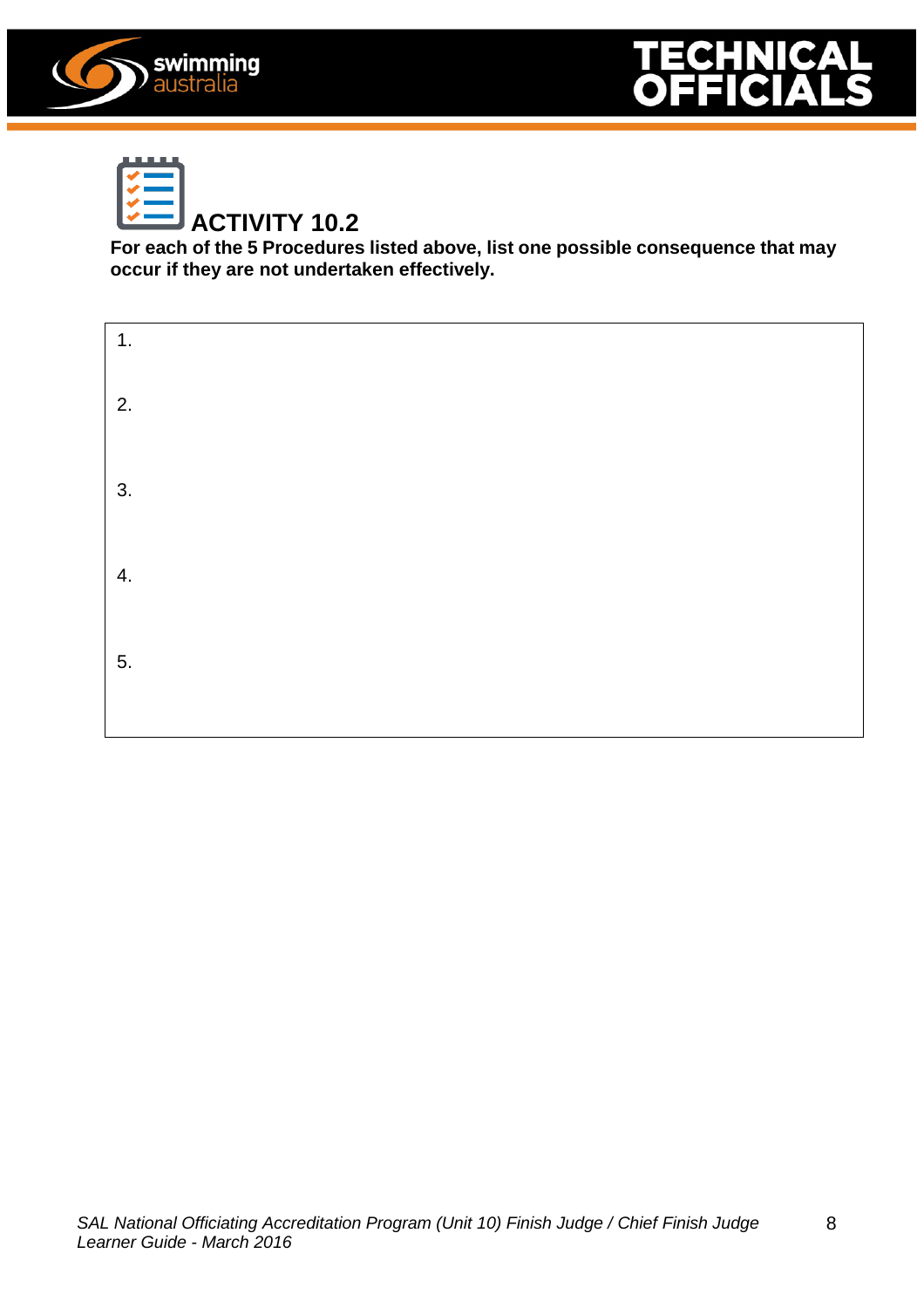## ACTIVITY 10.2

**For each of the 5 Procedures listed above, list one possible consequence that may occur if they are not undertaken effectively.**

1.

2.

3.

4.

5.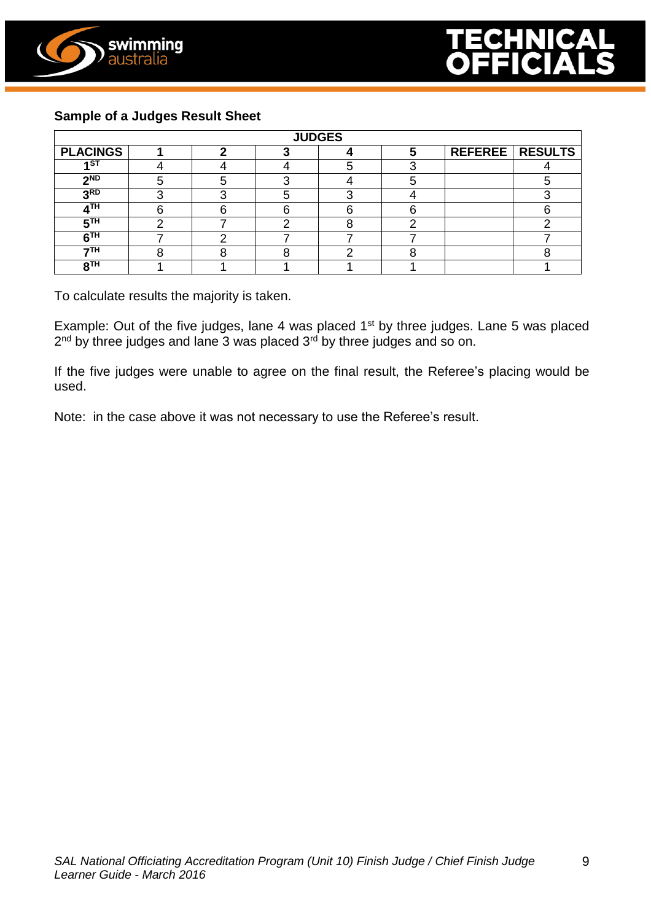**Sample of a Judges Result Sheet**

| | JUDGES | | | | | | |
|---|---|---|---|---|---|---|---|
| **PLACINGS** | **1** | **2** | **3** | **4** | **5** | **REFEREE** | **RESULTS** |
| **1ST** | 4 | 4 | 4 | 5 | 3 | | 4 |
| **2ND** | 5 | 5 | 3 | 4 | 5 | | 5 |
| **3RD** | 3 | 3 | 5 | 3 | 4 | | 3 |
| **4TH** | 6 | 6 | 6 | 6 | 6 | | 6 |
| **5TH** | 2 | 7 | 2 | 8 | 2 | | 2 |
| **6TH** | 7 | 2 | 7 | 7 | 7 | | 7 |
| **7TH** | 8 | 8 | 8 | 2 | 8 | | 8 |
| **8TH** | 1 | 1 | 1 | 1 | 1 | | 1 |

To calculate results the majority is taken.

Example: Out of the five judges, lane 4 was placed 1st by three judges. Lane 5 was placed 2nd by three judges and lane 3 was placed 3rd by three judges and so on.

If the five judges were unable to agree on the final result, the Referee's placing would be used.

Note: in the case above it was not necessary to use the Referee's result.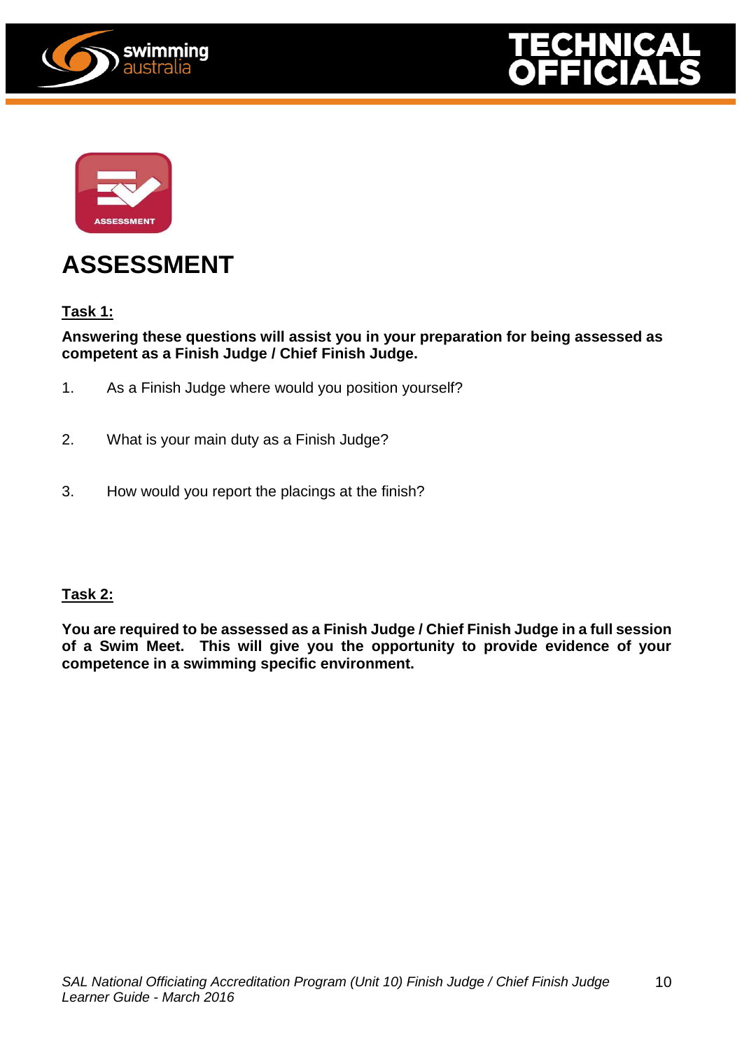# ASSESSMENT

**Task 1:**

**Answering these questions will assist you in your preparation for being assessed as competent as a Finish Judge / Chief Finish Judge.**

1. As a Finish Judge where would you position yourself?
2. What is your main duty as a Finish Judge?
3. How would you report the placings at the finish?

**Task 2:**

**You are required to be assessed as a Finish Judge / Chief Finish Judge in a full session of a Swim Meet. This will give you the opportunity to provide evidence of your competence in a swimming specific environment.**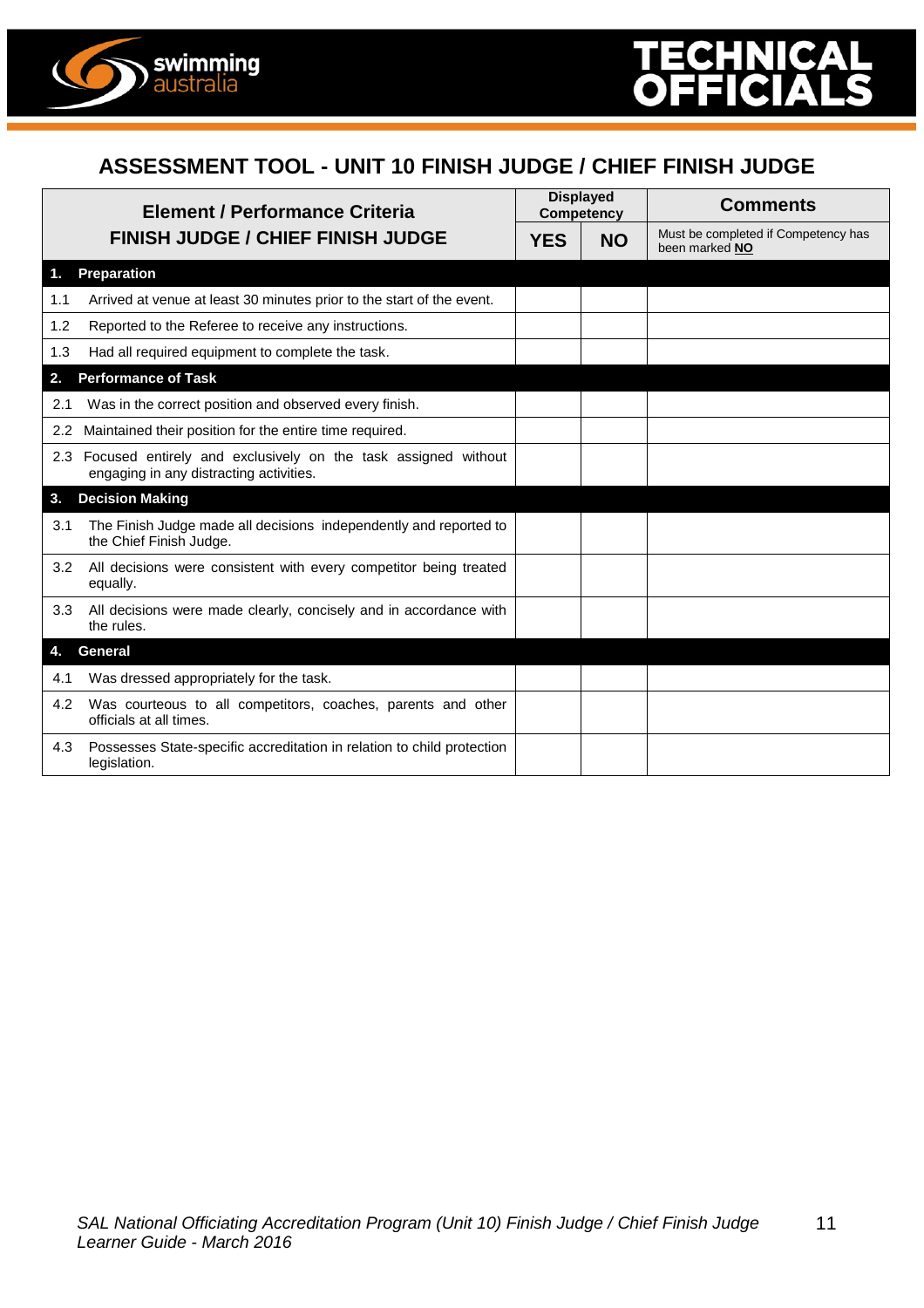## ASSESSMENT TOOL - UNIT 10 FINISH JUDGE / CHIEF FINISH JUDGE

| Element / Performance Criteria<br>FINISH JUDGE / CHIEF FINISH JUDGE | Displayed Competency | | Comments |
|---|---|---|---|
| | **YES** | **NO** | Must be completed if Competency has been marked **NO** |
| **1. Preparation** | | | |
| 1.1 Arrived at venue at least 30 minutes prior to the start of the event. | | | |
| 1.2 Reported to the Referee to receive any instructions. | | | |
| 1.3 Had all required equipment to complete the task. | | | |
| **2. Performance of Task** | | | |
| 2.1 Was in the correct position and observed every finish. | | | |
| 2.2 Maintained their position for the entire time required. | | | |
| 2.3 Focused entirely and exclusively on the task assigned without engaging in any distracting activities. | | | |
| **3. Decision Making** | | | |
| 3.1 The Finish Judge made all decisions independently and reported to the Chief Finish Judge. | | | |
| 3.2 All decisions were consistent with every competitor being treated equally. | | | |
| 3.3 All decisions were made clearly, concisely and in accordance with the rules. | | | |
| **4. General** | | | |
| 4.1 Was dressed appropriately for the task. | | | |
| 4.2 Was courteous to all competitors, coaches, parents and other officials at all times. | | | |
| 4.3 Possesses State-specific accreditation in relation to child protection legislation. | | | |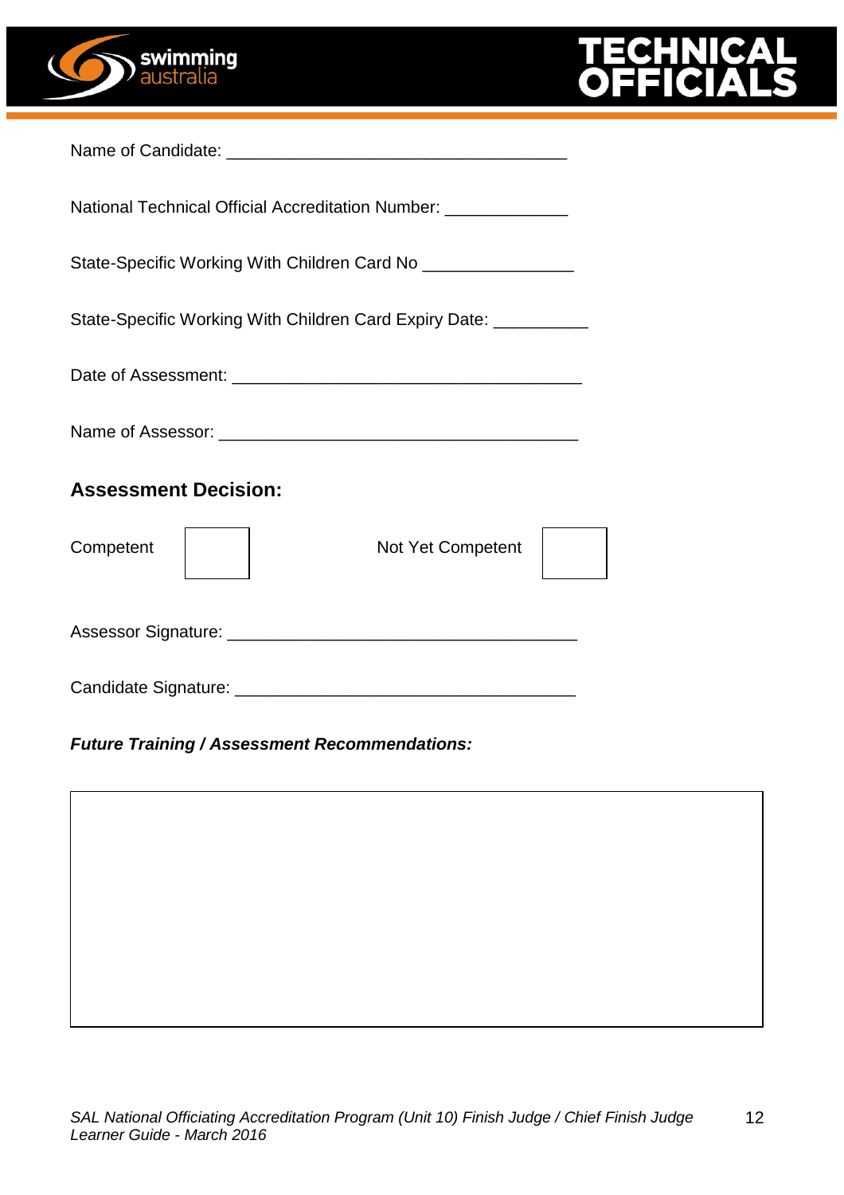Name of Candidate: ___________________________________

National Technical Official Accreditation Number: _____________

State-Specific Working With Children Card No ________________

State-Specific Working With Children Card Expiry Date: __________

Date of Assessment: ____________________________________

Name of Assessor: ______________________________________

**Assessment Decision:**

Competent ☐    Not Yet Competent ☐

Assessor Signature: _____________________________________

Candidate Signature: ____________________________________

***Future Training / Assessment Recommendations:***